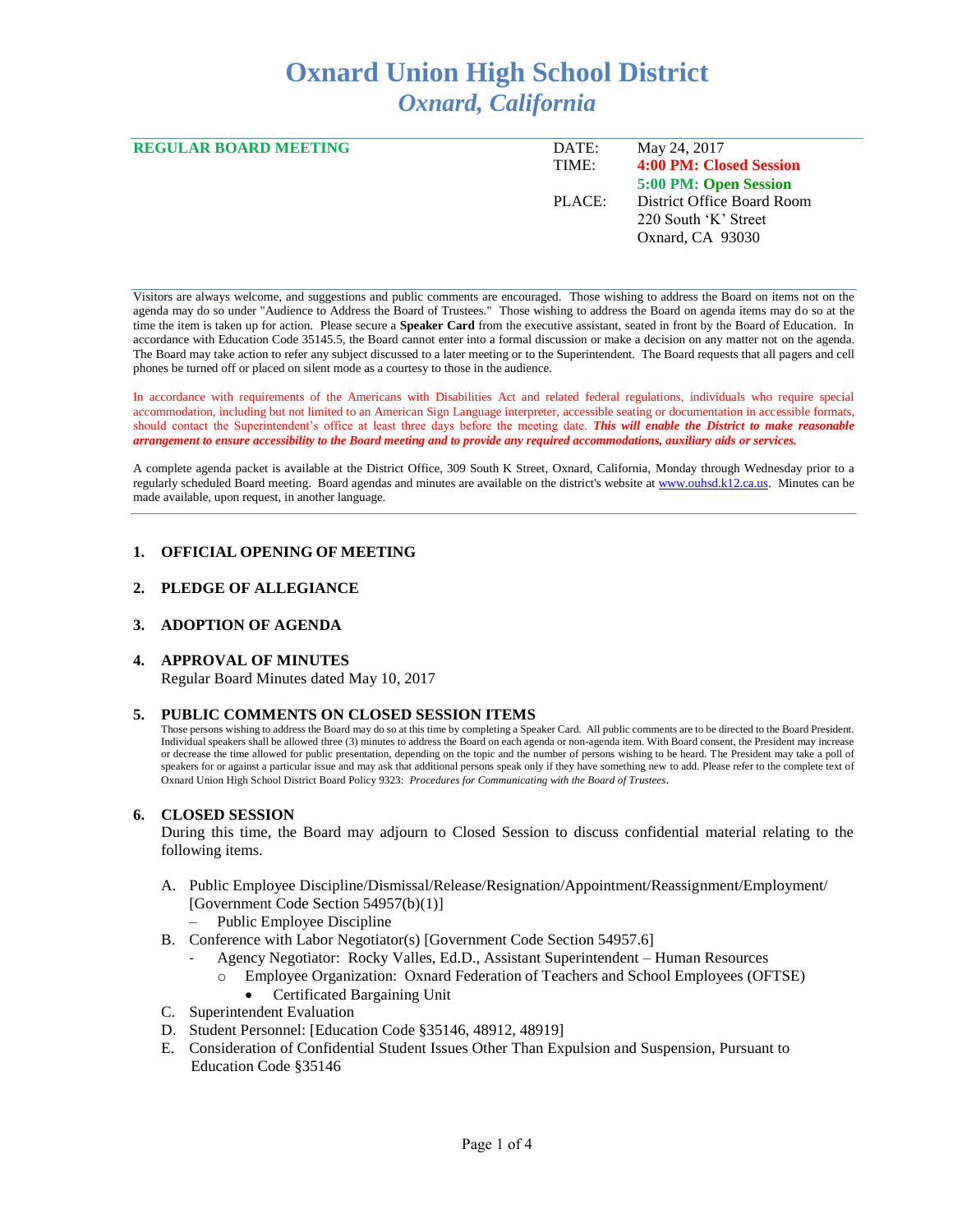# Oxnard Union High School District
## *Oxnard, California*

**REGULAR BOARD MEETING**

DATE: May 24, 2017
TIME: **4:00 PM: Closed Session**
**5:00 PM: Open Session**
PLACE: District Office Board Room
220 South 'K' Street
Oxnard, CA 93030

Visitors are always welcome, and suggestions and public comments are encouraged. Those wishing to address the Board on items not on the agenda may do so under "Audience to Address the Board of Trustees." Those wishing to address the Board on agenda items may do so at the time the item is taken up for action. Please secure a **Speaker Card** from the executive assistant, seated in front by the Board of Education. In accordance with Education Code 35145.5, the Board cannot enter into a formal discussion or make a decision on any matter not on the agenda. The Board may take action to refer any subject discussed to a later meeting or to the Superintendent. The Board requests that all pagers and cell phones be turned off or placed on silent mode as a courtesy to those in the audience.

In accordance with requirements of the Americans with Disabilities Act and related federal regulations, individuals who require special accommodation, including but not limited to an American Sign Language interpreter, accessible seating or documentation in accessible formats, should contact the Superintendent's office at least three days before the meeting date. ***This will enable the District to make reasonable arrangement to ensure accessibility to the Board meeting and to provide any required accommodations, auxiliary aids or services.***

A complete agenda packet is available at the District Office, 309 South K Street, Oxnard, California, Monday through Wednesday prior to a regularly scheduled Board meeting. Board agendas and minutes are available on the district's website at www.ouhsd.k12.ca.us. Minutes can be made available, upon request, in another language.

### 1. OFFICIAL OPENING OF MEETING

### 2. PLEDGE OF ALLEGIANCE

### 3. ADOPTION OF AGENDA

### 4. APPROVAL OF MINUTES

Regular Board Minutes dated May 10, 2017

### 5. PUBLIC COMMENTS ON CLOSED SESSION ITEMS

Those persons wishing to address the Board may do so at this time by completing a Speaker Card. All public comments are to be directed to the Board President. Individual speakers shall be allowed three (3) minutes to address the Board on each agenda or non-agenda item. With Board consent, the President may increase or decrease the time allowed for public presentation, depending on the topic and the number of persons wishing to be heard. The President may take a poll of speakers for or against a particular issue and may ask that additional persons speak only if they have something new to add. Please refer to the complete text of Oxnard Union High School District Board Policy 9323: *Procedures for Communicating with the Board of Trustees*.

### 6. CLOSED SESSION

During this time, the Board may adjourn to Closed Session to discuss confidential material relating to the following items.

A. Public Employee Discipline/Dismissal/Release/Resignation/Appointment/Reassignment/Employment/ [Government Code Section 54957(b)(1)]
   - Public Employee Discipline

B. Conference with Labor Negotiator(s) [Government Code Section 54957.6]
   - Agency Negotiator: Rocky Valles, Ed.D., Assistant Superintendent – Human Resources
     - Employee Organization: Oxnard Federation of Teachers and School Employees (OFTSE)
       - Certificated Bargaining Unit

C. Superintendent Evaluation

D. Student Personnel: [Education Code §35146, 48912, 48919]

E. Consideration of Confidential Student Issues Other Than Expulsion and Suspension, Pursuant to Education Code §35146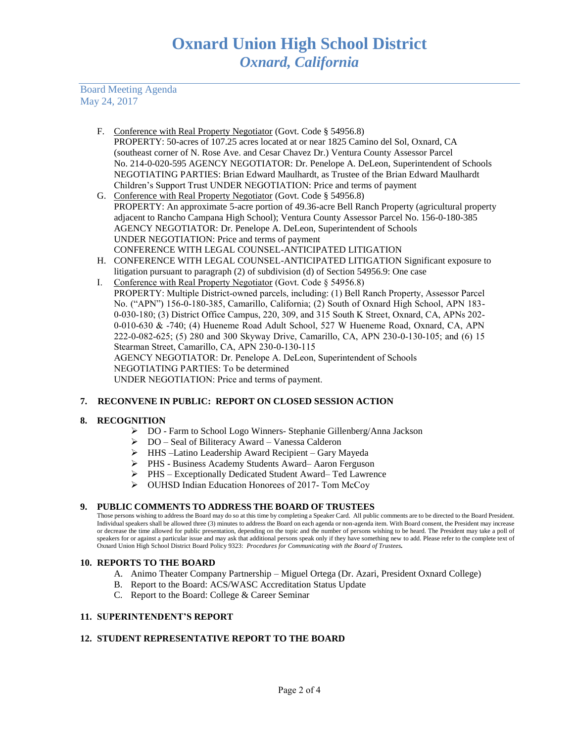Board Meeting Agenda
May 24, 2017

F. Conference with Real Property Negotiator (Govt. Code § 54956.8)
PROPERTY: 50-acres of 107.25 acres located at or near 1825 Camino del Sol, Oxnard, CA (southeast corner of N. Rose Ave. and Cesar Chavez Dr.) Ventura County Assessor Parcel No. 214-0-020-595 AGENCY NEGOTIATOR: Dr. Penelope A. DeLeon, Superintendent of Schools NEGOTIATING PARTIES: Brian Edward Maulhardt, as Trustee of the Brian Edward Maulhardt Children's Support Trust UNDER NEGOTIATION: Price and terms of payment

G. Conference with Real Property Negotiator (Govt. Code § 54956.8)
PROPERTY: An approximate 5-acre portion of 49.36-acre Bell Ranch Property (agricultural property adjacent to Rancho Campana High School); Ventura County Assessor Parcel No. 156-0-180-385
AGENCY NEGOTIATOR: Dr. Penelope A. DeLeon, Superintendent of Schools
UNDER NEGOTIATION: Price and terms of payment
CONFERENCE WITH LEGAL COUNSEL-ANTICIPATED LITIGATION

H. CONFERENCE WITH LEGAL COUNSEL-ANTICIPATED LITIGATION Significant exposure to litigation pursuant to paragraph (2) of subdivision (d) of Section 54956.9: One case

I. Conference with Real Property Negotiator (Govt. Code § 54956.8)
PROPERTY: Multiple District-owned parcels, including: (1) Bell Ranch Property, Assessor Parcel No. ("APN") 156-0-180-385, Camarillo, California; (2) South of Oxnard High School, APN 183-0-030-180; (3) District Office Campus, 220, 309, and 315 South K Street, Oxnard, CA, APNs 202-0-010-630 & -740; (4) Hueneme Road Adult School, 527 W Hueneme Road, Oxnard, CA, APN 222-0-082-625; (5) 280 and 300 Skyway Drive, Camarillo, CA, APN 230-0-130-105; and (6) 15 Stearman Street, Camarillo, CA, APN 230-0-130-115
AGENCY NEGOTIATOR: Dr. Penelope A. DeLeon, Superintendent of Schools
NEGOTIATING PARTIES: To be determined
UNDER NEGOTIATION: Price and terms of payment.

## 7. RECONVENE IN PUBLIC: REPORT ON CLOSED SESSION ACTION

## 8. RECOGNITION

- DO - Farm to School Logo Winners- Stephanie Gillenberg/Anna Jackson
- DO – Seal of Biliteracy Award – Vanessa Calderon
- HHS –Latino Leadership Award Recipient – Gary Mayeda
- PHS - Business Academy Students Award– Aaron Ferguson
- PHS – Exceptionally Dedicated Student Award– Ted Lawrence
- OUHSD Indian Education Honorees of 2017- Tom McCoy

## 9. PUBLIC COMMENTS TO ADDRESS THE BOARD OF TRUSTEES

Those persons wishing to address the Board may do so at this time by completing a Speaker Card. All public comments are to be directed to the Board President. Individual speakers shall be allowed three (3) minutes to address the Board on each agenda or non-agenda item. With Board consent, the President may increase or decrease the time allowed for public presentation, depending on the topic and the number of persons wishing to be heard. The President may take a poll of speakers for or against a particular issue and may ask that additional persons speak only if they have something new to add. Please refer to the complete text of Oxnard Union High School District Board Policy 9323: *Procedures for Communicating with the Board of Trustees.*

## 10. REPORTS TO THE BOARD

A. Animo Theater Company Partnership – Miguel Ortega (Dr. Azari, President Oxnard College)
B. Report to the Board: ACS/WASC Accreditation Status Update
C. Report to the Board: College & Career Seminar

## 11. SUPERINTENDENT'S REPORT

## 12. STUDENT REPRESENTATIVE REPORT TO THE BOARD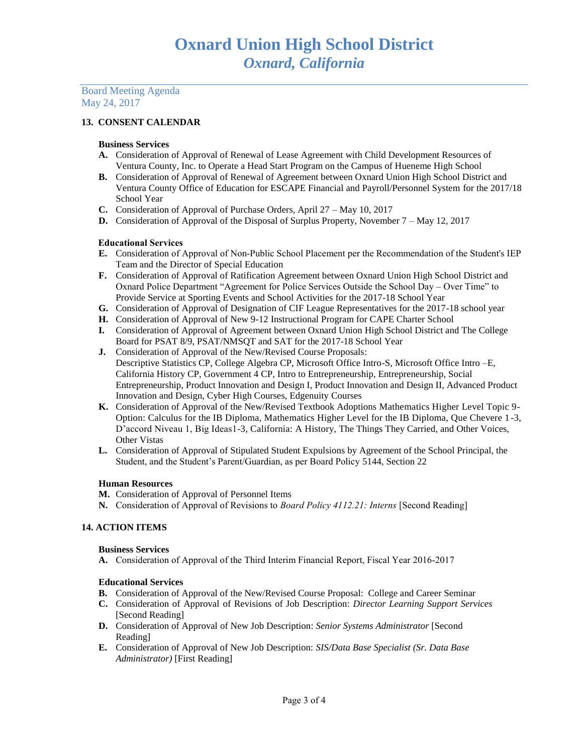# Oxnard Union High School District

*Oxnard, California*

Board Meeting Agenda
May 24, 2017

**13. CONSENT CALENDAR**

**Business Services**

- **A.** Consideration of Approval of Renewal of Lease Agreement with Child Development Resources of Ventura County, Inc. to Operate a Head Start Program on the Campus of Hueneme High School
- **B.** Consideration of Approval of Renewal of Agreement between Oxnard Union High School District and Ventura County Office of Education for ESCAPE Financial and Payroll/Personnel System for the 2017/18 School Year
- **C.** Consideration of Approval of Purchase Orders, April 27 – May 10, 2017
- **D.** Consideration of Approval of the Disposal of Surplus Property, November 7 – May 12, 2017

**Educational Services**

- **E.** Consideration of Approval of Non-Public School Placement per the Recommendation of the Student's IEP Team and the Director of Special Education
- **F.** Consideration of Approval of Ratification Agreement between Oxnard Union High School District and Oxnard Police Department "Agreement for Police Services Outside the School Day – Over Time" to Provide Service at Sporting Events and School Activities for the 2017-18 School Year
- **G.** Consideration of Approval of Designation of CIF League Representatives for the 2017-18 school year
- **H.** Consideration of Approval of New 9-12 Instructional Program for CAPE Charter School
- **I.** Consideration of Approval of Agreement between Oxnard Union High School District and The College Board for PSAT 8/9, PSAT/NMSQT and SAT for the 2017-18 School Year
- **J.** Consideration of Approval of the New/Revised Course Proposals:
  Descriptive Statistics CP, College Algebra CP, Microsoft Office Intro-S, Microsoft Office Intro –E, California History CP, Government 4 CP, Intro to Entrepreneurship, Entrepreneurship, Social Entrepreneurship, Product Innovation and Design I, Product Innovation and Design II, Advanced Product Innovation and Design, Cyber High Courses, Edgenuity Courses
- **K.** Consideration of Approval of the New/Revised Textbook Adoptions Mathematics Higher Level Topic 9-Option: Calculus for the IB Diploma, Mathematics Higher Level for the IB Diploma, Que Chevere 1-3, D'accord Niveau 1, Big Ideas1-3, California: A History, The Things They Carried, and Other Voices, Other Vistas
- **L.** Consideration of Approval of Stipulated Student Expulsions by Agreement of the School Principal, the Student, and the Student's Parent/Guardian, as per Board Policy 5144, Section 22

**Human Resources**

- **M.** Consideration of Approval of Personnel Items
- **N.** Consideration of Approval of Revisions to *Board Policy 4112.21: Interns* [Second Reading]

**14. ACTION ITEMS**

**Business Services**

- **A.** Consideration of Approval of the Third Interim Financial Report, Fiscal Year 2016-2017

**Educational Services**

- **B.** Consideration of Approval of the New/Revised Course Proposal: College and Career Seminar
- **C.** Consideration of Approval of Revisions of Job Description: *Director Learning Support Services* [Second Reading]
- **D.** Consideration of Approval of New Job Description: *Senior Systems Administrator* [Second Reading]
- **E.** Consideration of Approval of New Job Description: *SIS/Data Base Specialist (Sr. Data Base Administrator)* [First Reading]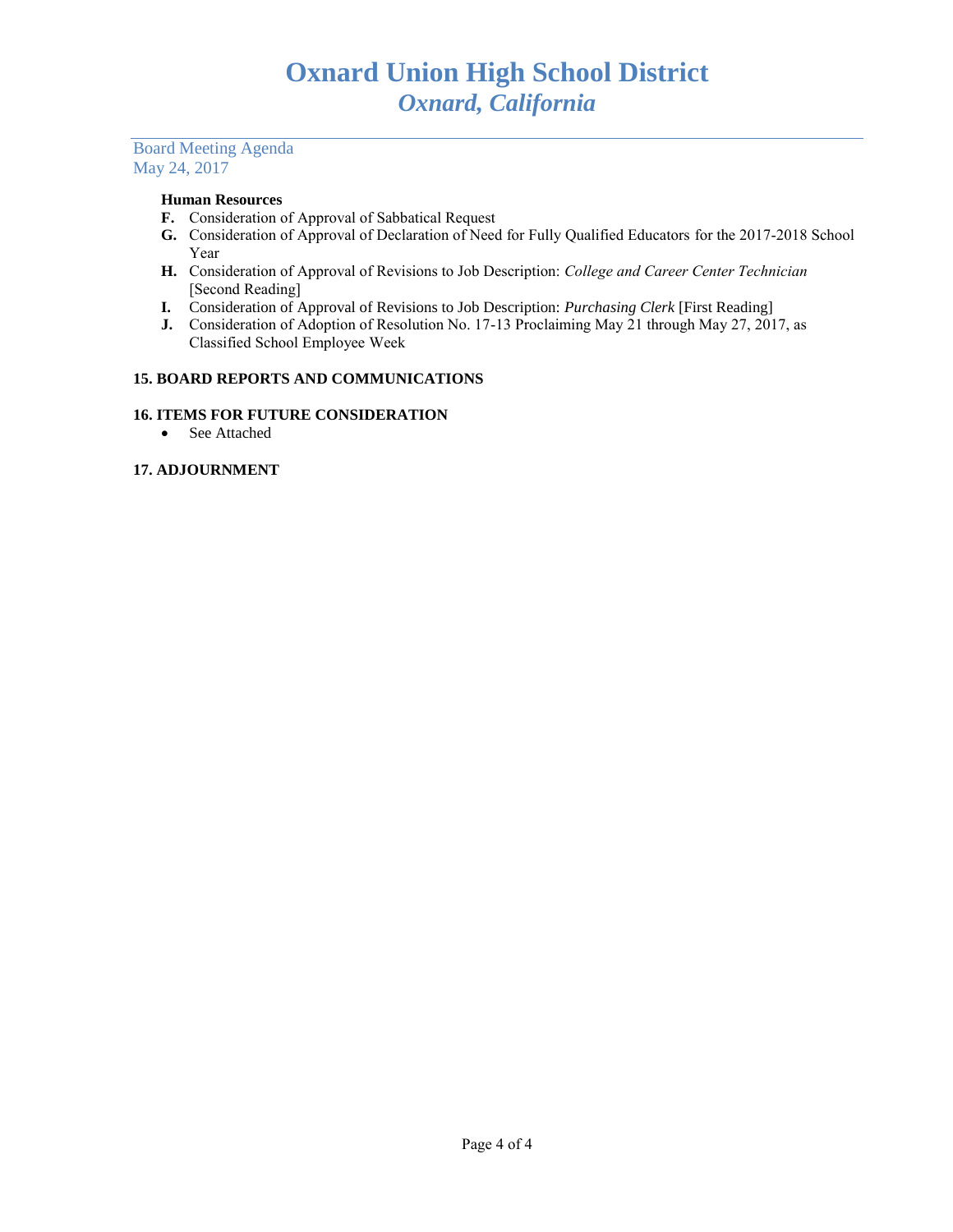**Human Resources**

- **F.** Consideration of Approval of Sabbatical Request
- **G.** Consideration of Approval of Declaration of Need for Fully Qualified Educators for the 2017-2018 School Year
- **H.** Consideration of Approval of Revisions to Job Description: *College and Career Center Technician* [Second Reading]
- **I.** Consideration of Approval of Revisions to Job Description: *Purchasing Clerk* [First Reading]
- **J.** Consideration of Adoption of Resolution No. 17-13 Proclaiming May 21 through May 27, 2017, as Classified School Employee Week

**15. BOARD REPORTS AND COMMUNICATIONS**

**16. ITEMS FOR FUTURE CONSIDERATION**

- See Attached

**17. ADJOURNMENT**